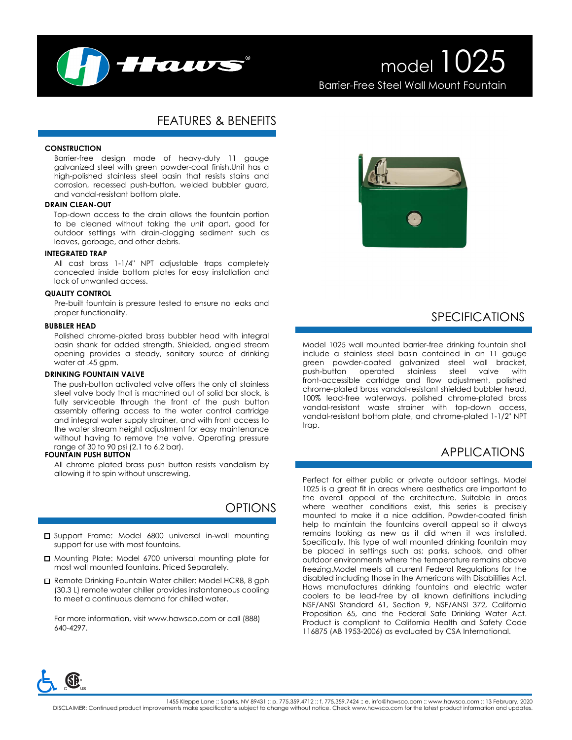# model 1025

Barrier-Free Steel Wall Mount Fountain

## FEATURES & BENEFITS

**CONSTRUCTION**

Barrier-free design made of heavy-duty 11 gauge galvanized steel with green powder-coat finish.Unit has a high-polished stainless steel basin that resists stains and corrosion, recessed push-button, welded bubbler guard, and vandal-resistant bottom plate.

**DRAIN CLEAN-OUT**

Top-down access to the drain allows the fountain portion to be cleaned without taking the unit apart, good for outdoor settings with drain-clogging sediment such as leaves, garbage, and other debris.

**INTEGRATED TRAP**

All cast brass 1-1/4" NPT adjustable traps completely concealed inside bottom plates for easy installation and lack of unwanted access.

**QUALITY CONTROL**

Pre-built fountain is pressure tested to ensure no leaks and proper functionality.

**BUBBLER HEAD**

Polished chrome-plated brass bubbler head with integral basin shank for added strength. Shielded, angled stream opening provides a steady, sanitary source of drinking water at .45 gpm.

**DRINKING FOUNTAIN VALVE**

The push-button activated valve offers the only all stainless steel valve body that is machined out of solid bar stock, is fully serviceable through the front of the push button assembly offering access to the water control cartridge and integral water supply strainer, and with front access to the water stream height adjustment for easy maintenance without having to remove the valve. Operating pressure range of 30 to 90 psi (2.1 to 6.2 bar).

**FOUNTAIN PUSH BUTTON**

All chrome plated brass push button resists vandalism by allowing it to spin without unscrewing.

## OPTIONS

- ☐ Support Frame: Model 6800 universal in-wall mounting support for use with most fountains.
- ☐ Mounting Plate: Model 6700 universal mounting plate for most wall mounted fountains. Priced Separately.
- ☐ Remote Drinking Fountain Water chiller: Model HCR8, 8 gph (30.3 L) remote water chiller provides instantaneous cooling to meet a continuous demand for chilled water.

For more information, visit www.hawsco.com or call (888) 640-4297.

## SPECIFICATIONS

Model 1025 wall mounted barrier-free drinking fountain shall include a stainless steel basin contained in an 11 gauge green powder-coated galvanized steel wall bracket, push-button operated stainless steel valve with front-accessible cartridge and flow adjustment, polished chrome-plated brass vandal-resistant shielded bubbler head, 100% lead-free waterways, polished chrome-plated brass vandal-resistant waste strainer with top-down access, vandal-resistant bottom plate, and chrome-plated 1-1/2" NPT trap.

## APPLICATIONS

Perfect for either public or private outdoor settings, Model 1025 is a great fit in areas where aesthetics are important to the overall appeal of the architecture. Suitable in areas where weather conditions exist, this series is precisely mounted to make it a nice addition. Powder-coated finish help to maintain the fountains overall appeal so it always remains looking as new as it did when it was installed. Specifically, this type of wall mounted drinking fountain may be placed in settings such as: parks, schools, and other outdoor environments where the temperature remains above freezing.Model meets all current Federal Regulations for the disabled including those in the Americans with Disabilities Act. Haws manufactures drinking fountains and electric water coolers to be lead-free by all known definitions including NSF/ANSI Standard 61, Section 9, NSF/ANSI 372, California Proposition 65, and the Federal Safe Drinking Water Act. Product is compliant to California Health and Safety Code 116875 (AB 1953-2006) as evaluated by CSA International.

1455 Kleppe Lane :: Sparks, NV 89431 :: p. 775.359.4712 :: f. 775.359.7424 :: e. info@hawsco.com :: www.hawsco.com :: 13 February, 2020

DISCLAIMER: Continued product improvements make specifications subject to change without notice. Check www.hawsco.com for the latest product information and updates.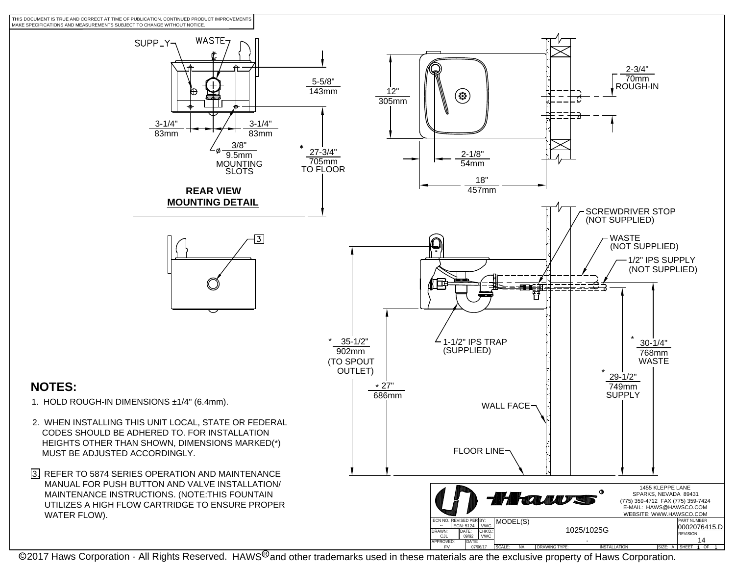THIS DOCUMENT IS TRUE AND CORRECT AT TIME OF PUBLICATION. CONTINUED PRODUCT IMPROVEMENTS MAKE SPECIFICATIONS AND MEASUREMENTS SUBJECT TO CHANGE WITHOUT NOTICE.

SUPPLY

WASTE

℄

5-5/8"
143mm

3-1/4"
83mm

3-1/4"
83mm

⌀ 3/8"
9.5mm
MOUNTING SLOTS

* 27-3/4"
705mm
TO FLOOR

**REAR VIEW MOUNTING DETAIL**

12"
305mm

2-1/8"
54mm

18"
457mm

2-3/4"
70mm
ROUGH-IN

3

SCREWDRIVER STOP (NOT SUPPLIED)

WASTE (NOT SUPPLIED)

1/2" IPS SUPPLY (NOT SUPPLIED)

* 35-1/2"
902mm
(TO SPOUT OUTLET)

1-1/2" IPS TRAP (SUPPLIED)

* 27"
686mm

* 30-1/4"
768mm
WASTE

* 29-1/2"
749mm
SUPPLY

WALL FACE

FLOOR LINE

## NOTES:

1. HOLD ROUGH-IN DIMENSIONS ±1/4" (6.4mm).
2. WHEN INSTALLING THIS UNIT LOCAL, STATE OR FEDERAL CODES SHOULD BE ADHERED TO. FOR INSTALLATION HEIGHTS OTHER THAN SHOWN, DIMENSIONS MARKED(*) MUST BE ADJUSTED ACCORDINGLY.
3. REFER TO 5874 SERIES OPERATION AND MAINTENANCE MANUAL FOR PUSH BUTTON AND VALVE INSTALLATION/ MAINTENANCE INSTRUCTIONS. (NOTE:THIS FOUNTAIN UTILIZES A HIGH FLOW CARTRIDGE TO ENSURE PROPER WATER FLOW).

Haws®

1455 KLEPPE LANE
SPARKS, NEVADA 89431
(775) 359-4712 FAX (775) 359-7424
E-MAIL: HAWS@HAWSCO.COM
WEBSITE: WWW.HAWSCO.COM

| | | | | |
|---|---|---|---|---|
| ECN NO.: -- | REVISED PER: ECN: 5124 | BY: VWC | MODEL(S): 1025/1025G | PART NUMBER: 0002076415.D |
| DRAWN: CJL | DATE: 09/92 | CHK'D.: VWC | | REVISION: 14 |
| APPROVED: FV | DATE: 07/06/17 | SCALE: NA | DRAWING TYPE: INSTALLATION / SIZE: A | SHEET 1 OF 1 |

©2017 Haws Corporation - All Rights Reserved. HAWS® and other trademarks used in these materials are the exclusive property of Haws Corporation.